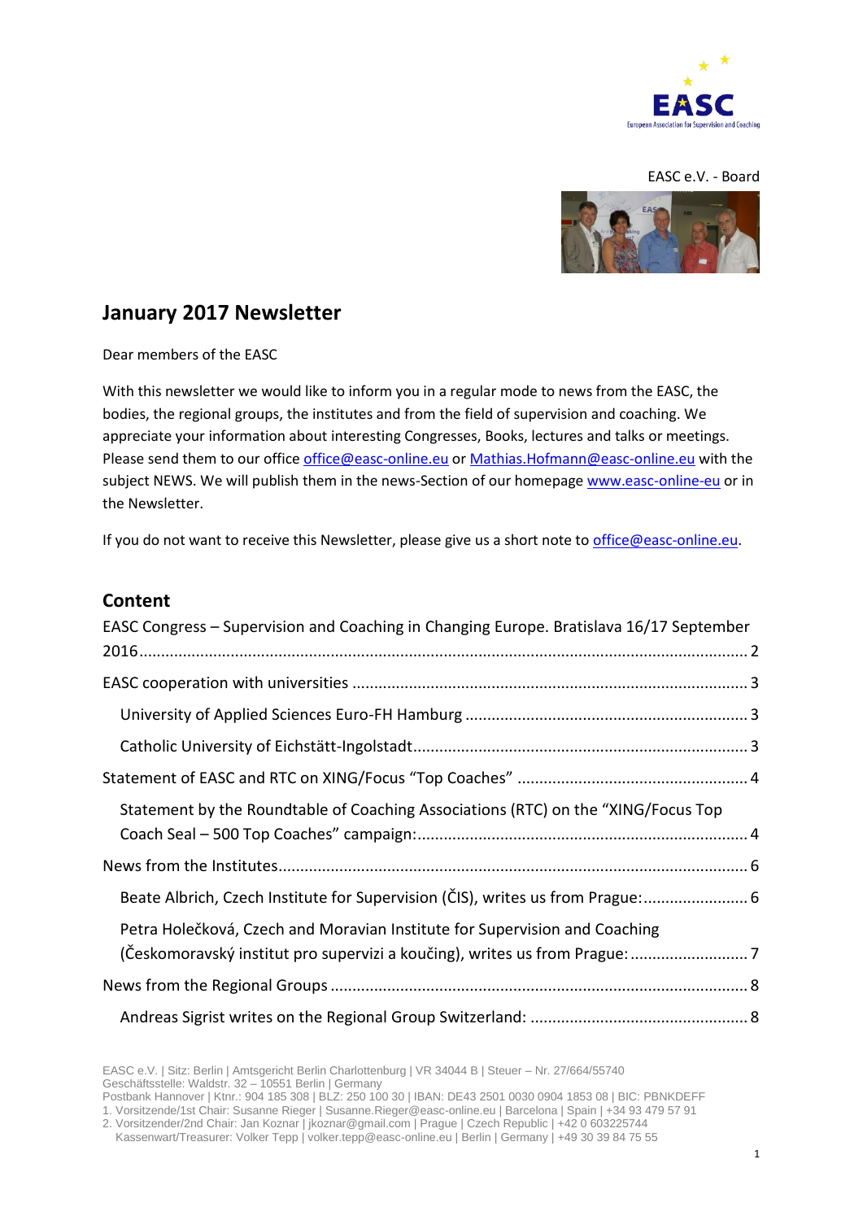EASC e.V. - Board

# January 2017 Newsletter

Dear members of the EASC

With this newsletter we would like to inform you in a regular mode to news from the EASC, the bodies, the regional groups, the institutes and from the field of supervision and coaching. We appreciate your information about interesting Congresses, Books, lectures and talks or meetings. Please send them to our office office@easc-online.eu or Mathias.Hofmann@easc-online.eu with the subject NEWS. We will publish them in the news-Section of our homepage www.easc-online-eu or in the Newsletter.

If you do not want to receive this Newsletter, please give us a short note to office@easc-online.eu.

## Content

EASC Congress – Supervision and Coaching in Changing Europe. Bratislava 16/17 September 2016 ........ 2

EASC cooperation with universities ........ 3

- University of Applied Sciences Euro-FH Hamburg ........ 3
- Catholic University of Eichstätt-Ingolstadt ........ 3

Statement of EASC and RTC on XING/Focus "Top Coaches" ........ 4

- Statement by the Roundtable of Coaching Associations (RTC) on the "XING/Focus Top Coach Seal – 500 Top Coaches" campaign: ........ 4

News from the Institutes ........ 6

- Beate Albrich, Czech Institute for Supervision (ČIS), writes us from Prague: ........ 6
- Petra Holečková, Czech and Moravian Institute for Supervision and Coaching (Českomoravský institut pro supervizi a koučing), writes us from Prague: ........ 7

News from the Regional Groups ........ 8

- Andreas Sigrist writes on the Regional Group Switzerland: ........ 8

EASC e.V. | Sitz: Berlin | Amtsgericht Berlin Charlottenburg | VR 34044 B | Steuer – Nr. 27/664/55740
Geschäftsstelle: Waldstr. 32 – 10551 Berlin | Germany
Postbank Hannover | Ktnr.: 904 185 308 | BLZ: 250 100 30 | IBAN: DE43 2501 0030 0904 1853 08 | BIC: PBNKDEFF
1. Vorsitzende/1st Chair: Susanne Rieger | Susanne.Rieger@easc-online.eu | Barcelona | Spain | +34 93 479 57 91
2. Vorsitzender/2nd Chair: Jan Koznar | jkoznar@gmail.com | Prague | Czech Republic | +42 0 603225744
Kassenwart/Treasurer: Volker Tepp | volker.tepp@easc-online.eu | Berlin | Germany | +49 30 39 84 75 55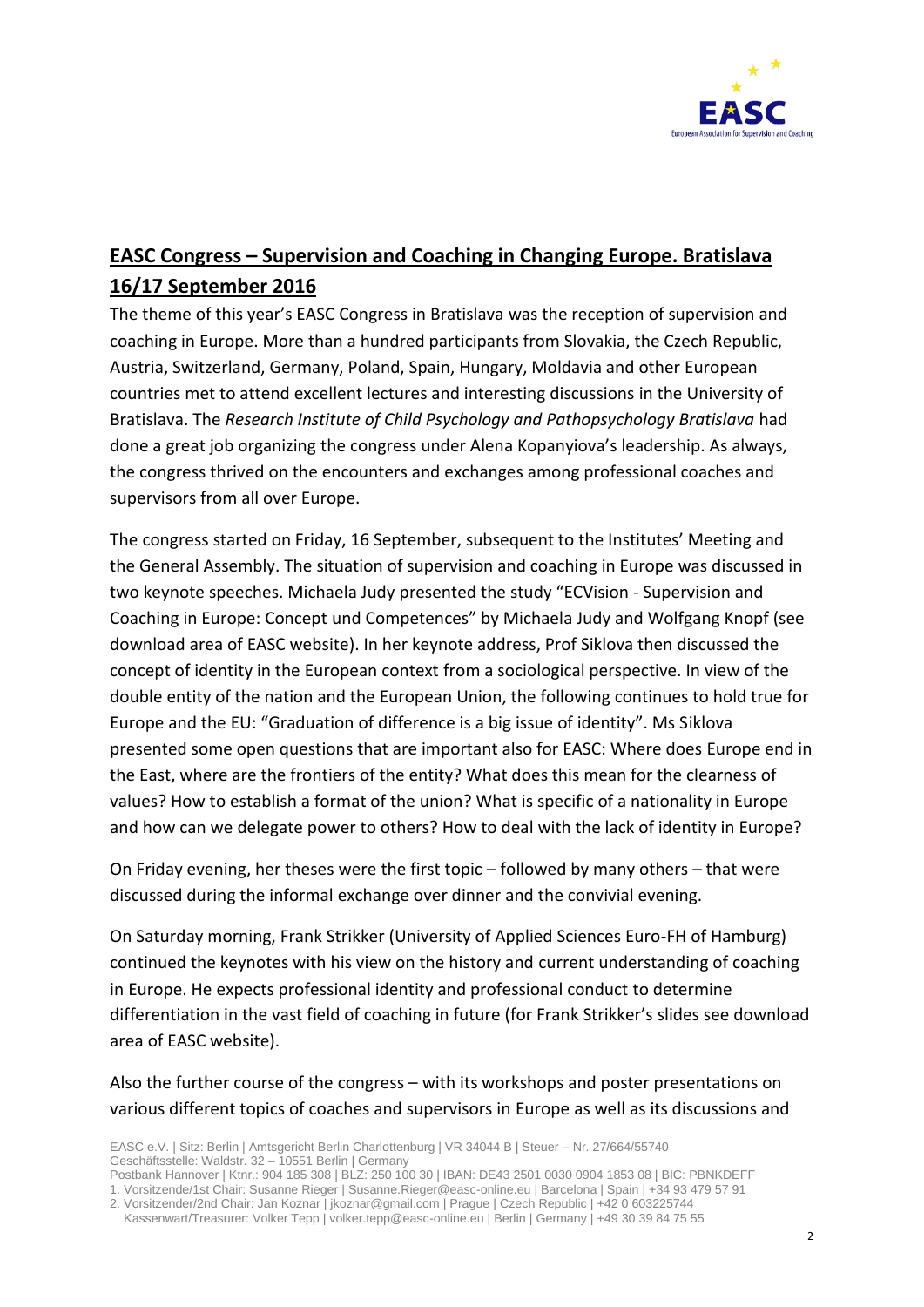## EASC Congress – Supervision and Coaching in Changing Europe. Bratislava 16/17 September 2016

The theme of this year's EASC Congress in Bratislava was the reception of supervision and coaching in Europe. More than a hundred participants from Slovakia, the Czech Republic, Austria, Switzerland, Germany, Poland, Spain, Hungary, Moldavia and other European countries met to attend excellent lectures and interesting discussions in the University of Bratislava. The *Research Institute of Child Psychology and Pathopsychology Bratislava* had done a great job organizing the congress under Alena Kopanyiova's leadership. As always, the congress thrived on the encounters and exchanges among professional coaches and supervisors from all over Europe.

The congress started on Friday, 16 September, subsequent to the Institutes' Meeting and the General Assembly. The situation of supervision and coaching in Europe was discussed in two keynote speeches. Michaela Judy presented the study "ECVision - Supervision and Coaching in Europe: Concept und Competences" by Michaela Judy and Wolfgang Knopf (see download area of EASC website). In her keynote address, Prof Siklova then discussed the concept of identity in the European context from a sociological perspective. In view of the double entity of the nation and the European Union, the following continues to hold true for Europe and the EU: "Graduation of difference is a big issue of identity". Ms Siklova presented some open questions that are important also for EASC: Where does Europe end in the East, where are the frontiers of the entity? What does this mean for the clearness of values? How to establish a format of the union? What is specific of a nationality in Europe and how can we delegate power to others? How to deal with the lack of identity in Europe?

On Friday evening, her theses were the first topic – followed by many others – that were discussed during the informal exchange over dinner and the convivial evening.

On Saturday morning, Frank Strikker (University of Applied Sciences Euro-FH of Hamburg) continued the keynotes with his view on the history and current understanding of coaching in Europe. He expects professional identity and professional conduct to determine differentiation in the vast field of coaching in future (for Frank Strikker's slides see download area of EASC website).

Also the further course of the congress – with its workshops and poster presentations on various different topics of coaches and supervisors in Europe as well as its discussions and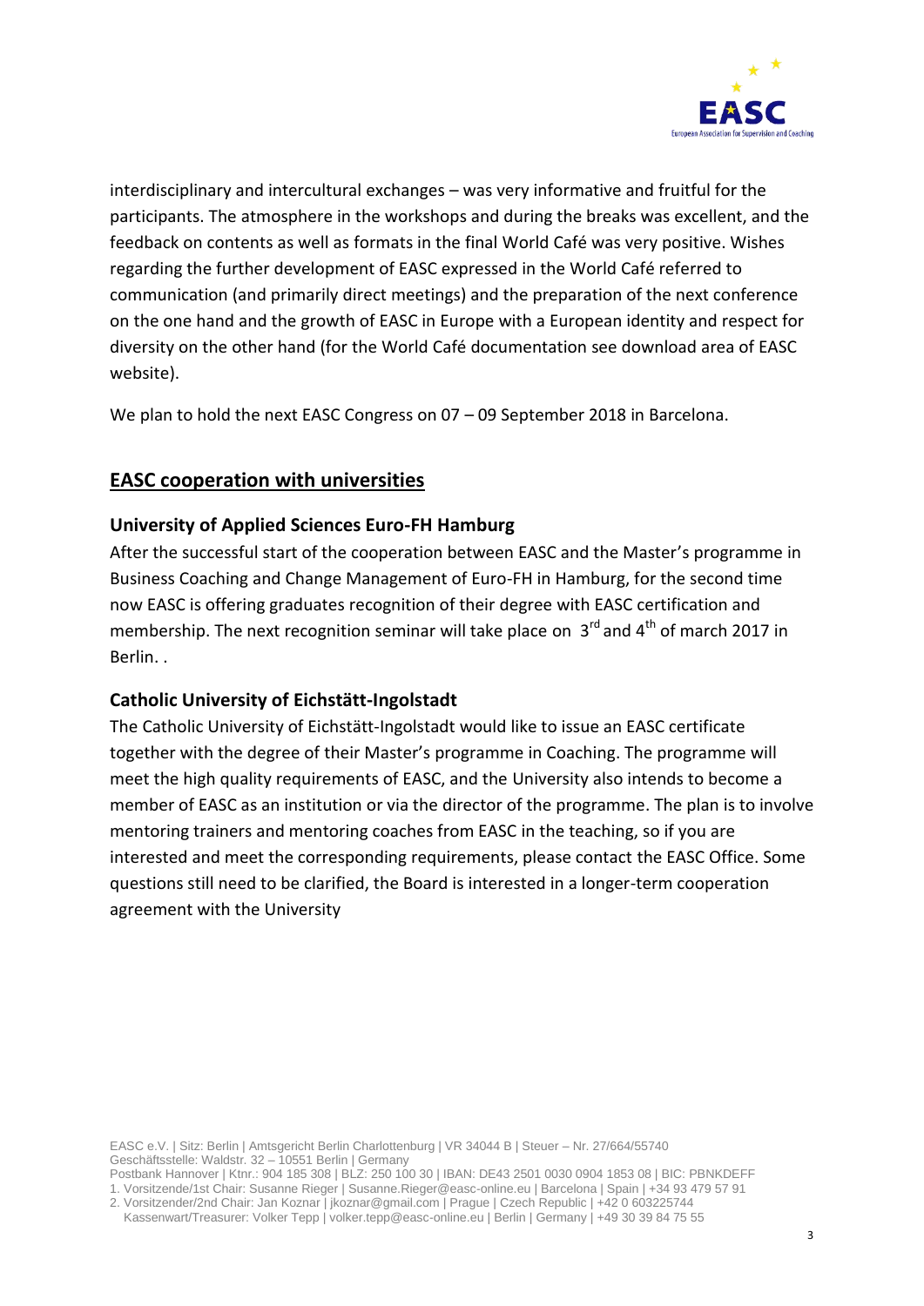interdisciplinary and intercultural exchanges – was very informative and fruitful for the participants. The atmosphere in the workshops and during the breaks was excellent, and the feedback on contents as well as formats in the final World Café was very positive. Wishes regarding the further development of EASC expressed in the World Café referred to communication (and primarily direct meetings) and the preparation of the next conference on the one hand and the growth of EASC in Europe with a European identity and respect for diversity on the other hand (for the World Café documentation see download area of EASC website).

We plan to hold the next EASC Congress on 07 – 09 September 2018 in Barcelona.

## EASC cooperation with universities

### University of Applied Sciences Euro-FH Hamburg

After the successful start of the cooperation between EASC and the Master's programme in Business Coaching and Change Management of Euro-FH in Hamburg, for the second time now EASC is offering graduates recognition of their degree with EASC certification and membership. The next recognition seminar will take place on 3rd and 4th of march 2017 in Berlin. .

### Catholic University of Eichstätt-Ingolstadt

The Catholic University of Eichstätt-Ingolstadt would like to issue an EASC certificate together with the degree of their Master's programme in Coaching. The programme will meet the high quality requirements of EASC, and the University also intends to become a member of EASC as an institution or via the director of the programme. The plan is to involve mentoring trainers and mentoring coaches from EASC in the teaching, so if you are interested and meet the corresponding requirements, please contact the EASC Office. Some questions still need to be clarified, the Board is interested in a longer-term cooperation agreement with the University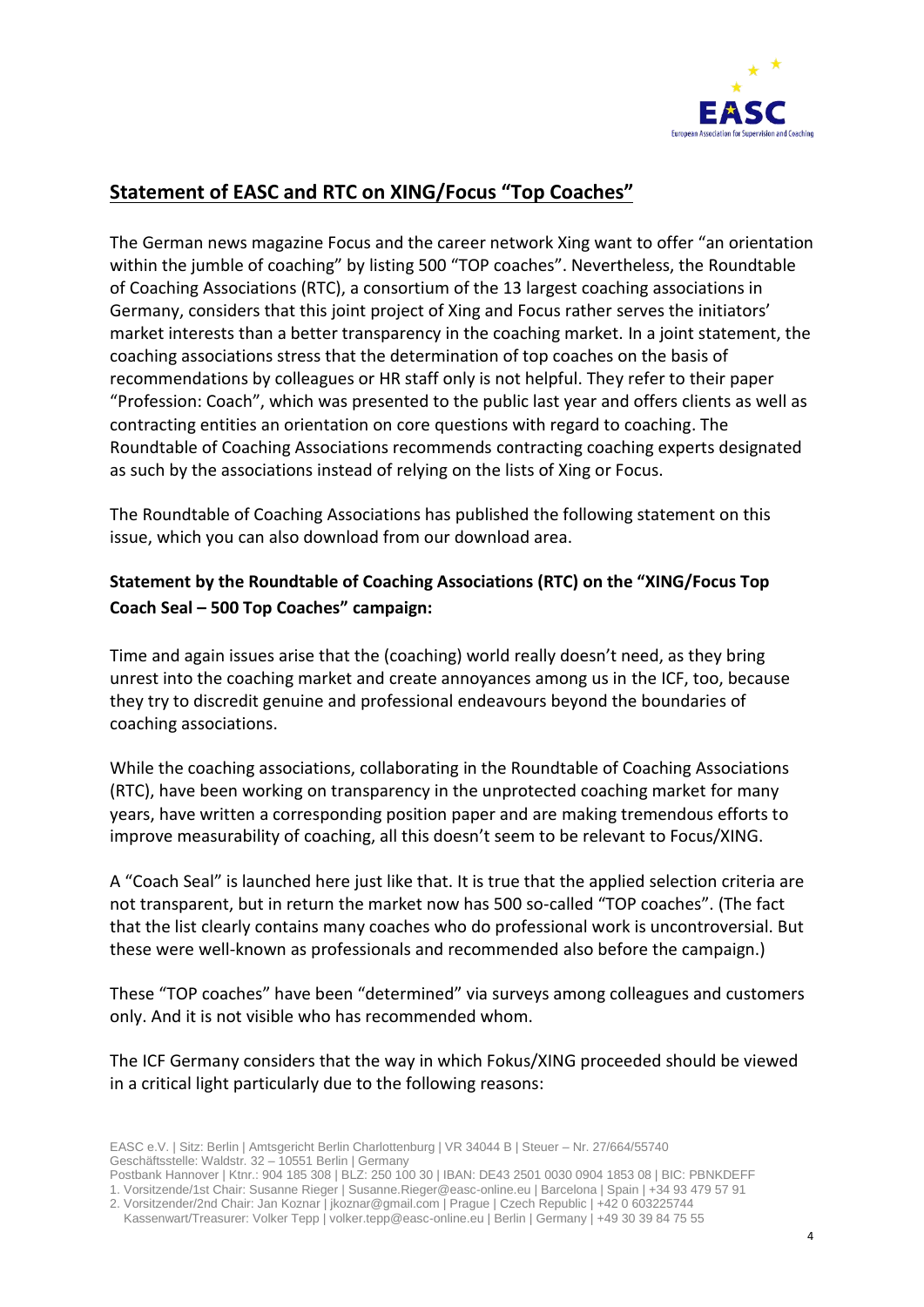## Statement of EASC and RTC on XING/Focus "Top Coaches"

The German news magazine Focus and the career network Xing want to offer "an orientation within the jumble of coaching" by listing 500 "TOP coaches". Nevertheless, the Roundtable of Coaching Associations (RTC), a consortium of the 13 largest coaching associations in Germany, considers that this joint project of Xing and Focus rather serves the initiators' market interests than a better transparency in the coaching market. In a joint statement, the coaching associations stress that the determination of top coaches on the basis of recommendations by colleagues or HR staff only is not helpful. They refer to their paper "Profession: Coach", which was presented to the public last year and offers clients as well as contracting entities an orientation on core questions with regard to coaching. The Roundtable of Coaching Associations recommends contracting coaching experts designated as such by the associations instead of relying on the lists of Xing or Focus.

The Roundtable of Coaching Associations has published the following statement on this issue, which you can also download from our download area.

**Statement by the Roundtable of Coaching Associations (RTC) on the "XING/Focus Top Coach Seal – 500 Top Coaches" campaign:**

Time and again issues arise that the (coaching) world really doesn't need, as they bring unrest into the coaching market and create annoyances among us in the ICF, too, because they try to discredit genuine and professional endeavours beyond the boundaries of coaching associations.

While the coaching associations, collaborating in the Roundtable of Coaching Associations (RTC), have been working on transparency in the unprotected coaching market for many years, have written a corresponding position paper and are making tremendous efforts to improve measurability of coaching, all this doesn't seem to be relevant to Focus/XING.

A "Coach Seal" is launched here just like that. It is true that the applied selection criteria are not transparent, but in return the market now has 500 so-called "TOP coaches". (The fact that the list clearly contains many coaches who do professional work is uncontroversial. But these were well-known as professionals and recommended also before the campaign.)

These "TOP coaches" have been "determined" via surveys among colleagues and customers only. And it is not visible who has recommended whom.

The ICF Germany considers that the way in which Fokus/XING proceeded should be viewed in a critical light particularly due to the following reasons: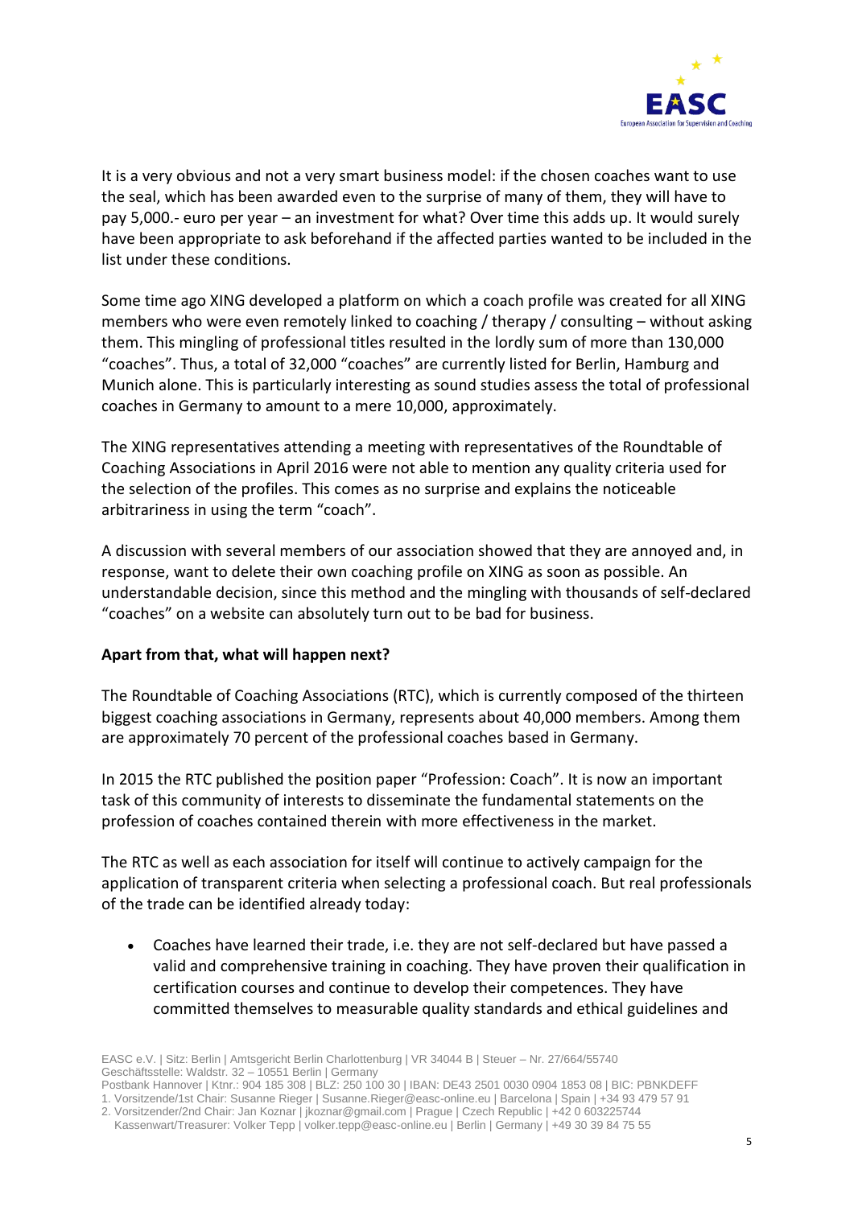It is a very obvious and not a very smart business model: if the chosen coaches want to use the seal, which has been awarded even to the surprise of many of them, they will have to pay 5,000.- euro per year – an investment for what? Over time this adds up. It would surely have been appropriate to ask beforehand if the affected parties wanted to be included in the list under these conditions.

Some time ago XING developed a platform on which a coach profile was created for all XING members who were even remotely linked to coaching / therapy / consulting – without asking them. This mingling of professional titles resulted in the lordly sum of more than 130,000 "coaches". Thus, a total of 32,000 "coaches" are currently listed for Berlin, Hamburg and Munich alone. This is particularly interesting as sound studies assess the total of professional coaches in Germany to amount to a mere 10,000, approximately.

The XING representatives attending a meeting with representatives of the Roundtable of Coaching Associations in April 2016 were not able to mention any quality criteria used for the selection of the profiles. This comes as no surprise and explains the noticeable arbitrariness in using the term "coach".

A discussion with several members of our association showed that they are annoyed and, in response, want to delete their own coaching profile on XING as soon as possible. An understandable decision, since this method and the mingling with thousands of self-declared "coaches" on a website can absolutely turn out to be bad for business.

**Apart from that, what will happen next?**

The Roundtable of Coaching Associations (RTC), which is currently composed of the thirteen biggest coaching associations in Germany, represents about 40,000 members. Among them are approximately 70 percent of the professional coaches based in Germany.

In 2015 the RTC published the position paper "Profession: Coach". It is now an important task of this community of interests to disseminate the fundamental statements on the profession of coaches contained therein with more effectiveness in the market.

The RTC as well as each association for itself will continue to actively campaign for the application of transparent criteria when selecting a professional coach. But real professionals of the trade can be identified already today:

- Coaches have learned their trade, i.e. they are not self-declared but have passed a valid and comprehensive training in coaching. They have proven their qualification in certification courses and continue to develop their competences. They have committed themselves to measurable quality standards and ethical guidelines and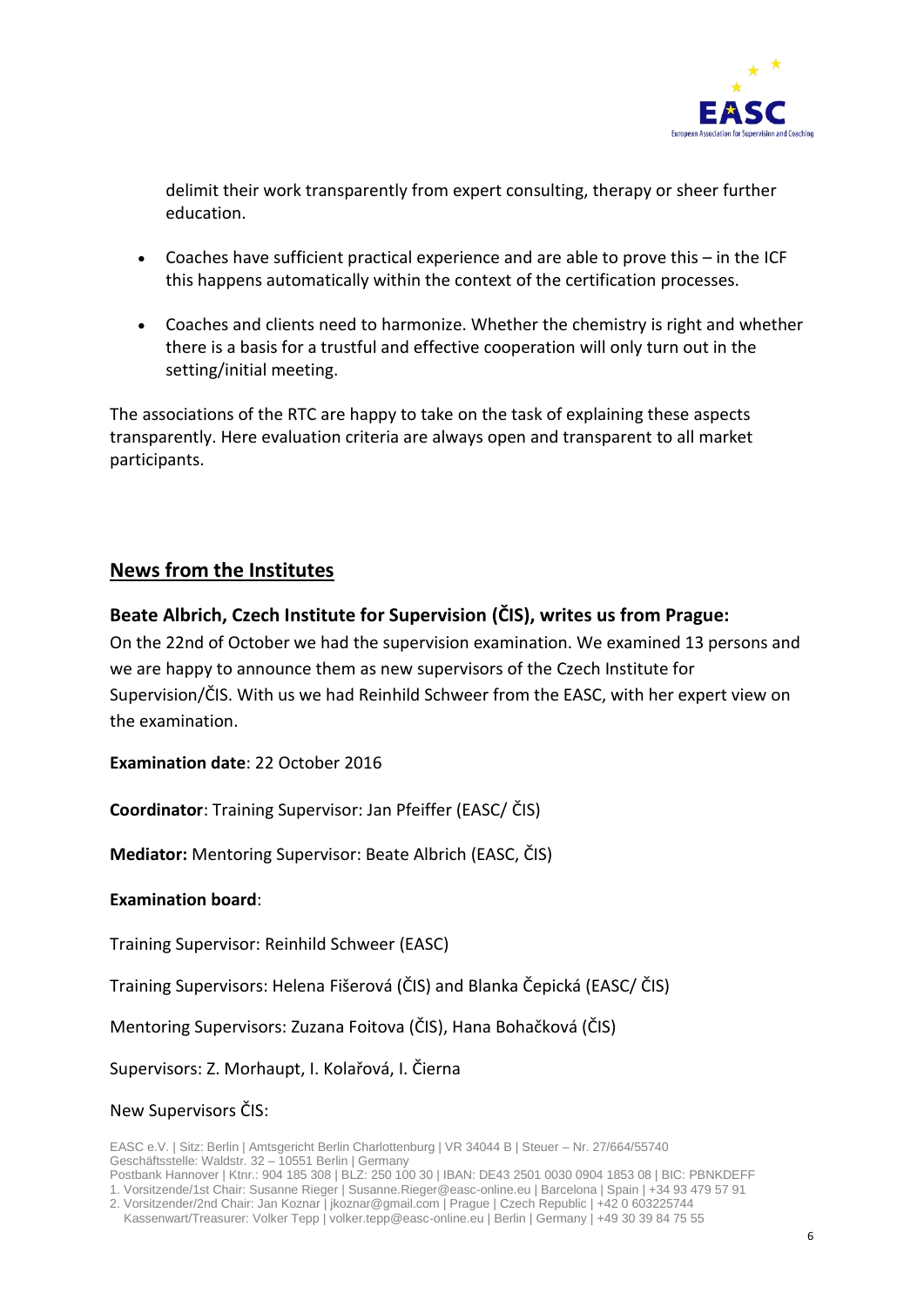delimit their work transparently from expert consulting, therapy or sheer further education.

- Coaches have sufficient practical experience and are able to prove this – in the ICF this happens automatically within the context of the certification processes.
- Coaches and clients need to harmonize. Whether the chemistry is right and whether there is a basis for a trustful and effective cooperation will only turn out in the setting/initial meeting.

The associations of the RTC are happy to take on the task of explaining these aspects transparently. Here evaluation criteria are always open and transparent to all market participants.

## News from the Institutes

### Beate Albrich, Czech Institute for Supervision (ČIS), writes us from Prague:

On the 22nd of October we had the supervision examination. We examined 13 persons and we are happy to announce them as new supervisors of the Czech Institute for Supervision/ČIS. With us we had Reinhild Schweer from the EASC, with her expert view on the examination.

**Examination date**: 22 October 2016

**Coordinator**: Training Supervisor: Jan Pfeiffer (EASC/ ČIS)

**Mediator:** Mentoring Supervisor: Beate Albrich (EASC, ČIS)

**Examination board**:

Training Supervisor: Reinhild Schweer (EASC)

Training Supervisors: Helena Fišerová (ČIS) and Blanka Čepická (EASC/ ČIS)

Mentoring Supervisors: Zuzana Foitova (ČIS), Hana Bohačková (ČIS)

Supervisors: Z. Morhaupt, I. Kolařová, I. Čierna

New Supervisors ČIS: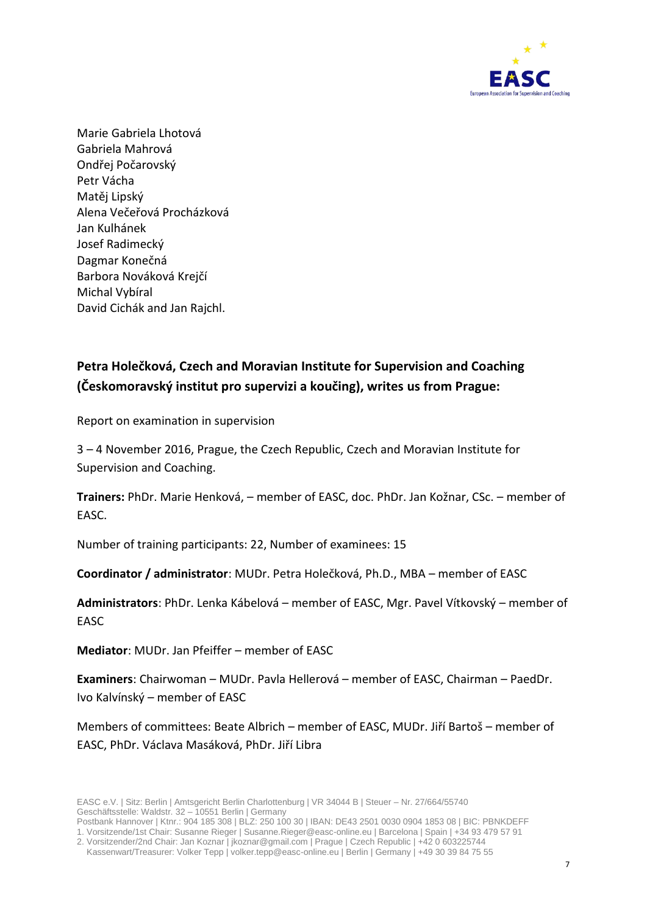Marie Gabriela Lhotová
Gabriela Mahrová
Ondřej Počarovský
Petr Vácha
Matěj Lipský
Alena Večeřová Procházková
Jan Kulhánek
Josef Radimecký
Dagmar Konečná
Barbora Nováková Krejčí
Michal Vybíral
David Cichák and Jan Rajchl.

**Petra Holečková, Czech and Moravian Institute for Supervision and Coaching (Českomoravský institut pro supervizi a koučing), writes us from Prague:**

Report on examination in supervision

3 – 4 November 2016, Prague, the Czech Republic, Czech and Moravian Institute for Supervision and Coaching.

**Trainers:** PhDr. Marie Henková, – member of EASC, doc. PhDr. Jan Kožnar, CSc. – member of EASC.

Number of training participants: 22, Number of examinees: 15

**Coordinator / administrator**: MUDr. Petra Holečková, Ph.D., MBA – member of EASC

**Administrators**: PhDr. Lenka Kábelová – member of EASC, Mgr. Pavel Vítkovský – member of EASC

**Mediator**: MUDr. Jan Pfeiffer – member of EASC

**Examiners**: Chairwoman – MUDr. Pavla Hellerová – member of EASC, Chairman – PaedDr. Ivo Kalvínský – member of EASC

Members of committees: Beate Albrich – member of EASC, MUDr. Jiří Bartoš – member of EASC, PhDr. Václava Masáková, PhDr. Jiří Libra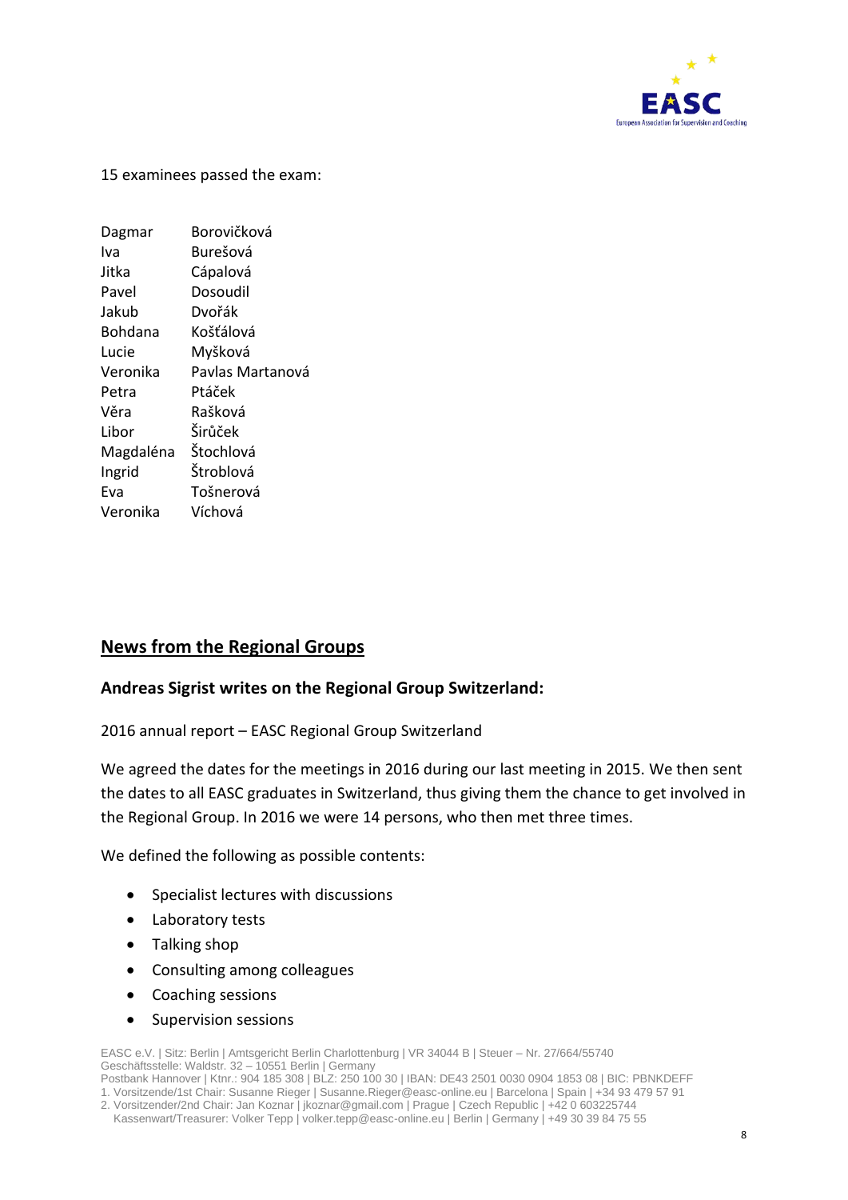15 examinees passed the exam:

| | |
|---|---|
| Dagmar | Borovičková |
| Iva | Burešová |
| Jitka | Cápalová |
| Pavel | Dosoudil |
| Jakub | Dvořák |
| Bohdana | Košťálová |
| Lucie | Myšková |
| Veronika | Pavlas Martanová |
| Petra | Ptáček |
| Věra | Rašková |
| Libor | Širůček |
| Magdaléna | Štochlová |
| Ingrid | Štroblová |
| Eva | Tošnerová |
| Veronika | Víchová |

## News from the Regional Groups

### Andreas Sigrist writes on the Regional Group Switzerland:

2016 annual report – EASC Regional Group Switzerland

We agreed the dates for the meetings in 2016 during our last meeting in 2015. We then sent the dates to all EASC graduates in Switzerland, thus giving them the chance to get involved in the Regional Group. In 2016 we were 14 persons, who then met three times.

We defined the following as possible contents:

- Specialist lectures with discussions
- Laboratory tests
- Talking shop
- Consulting among colleagues
- Coaching sessions
- Supervision sessions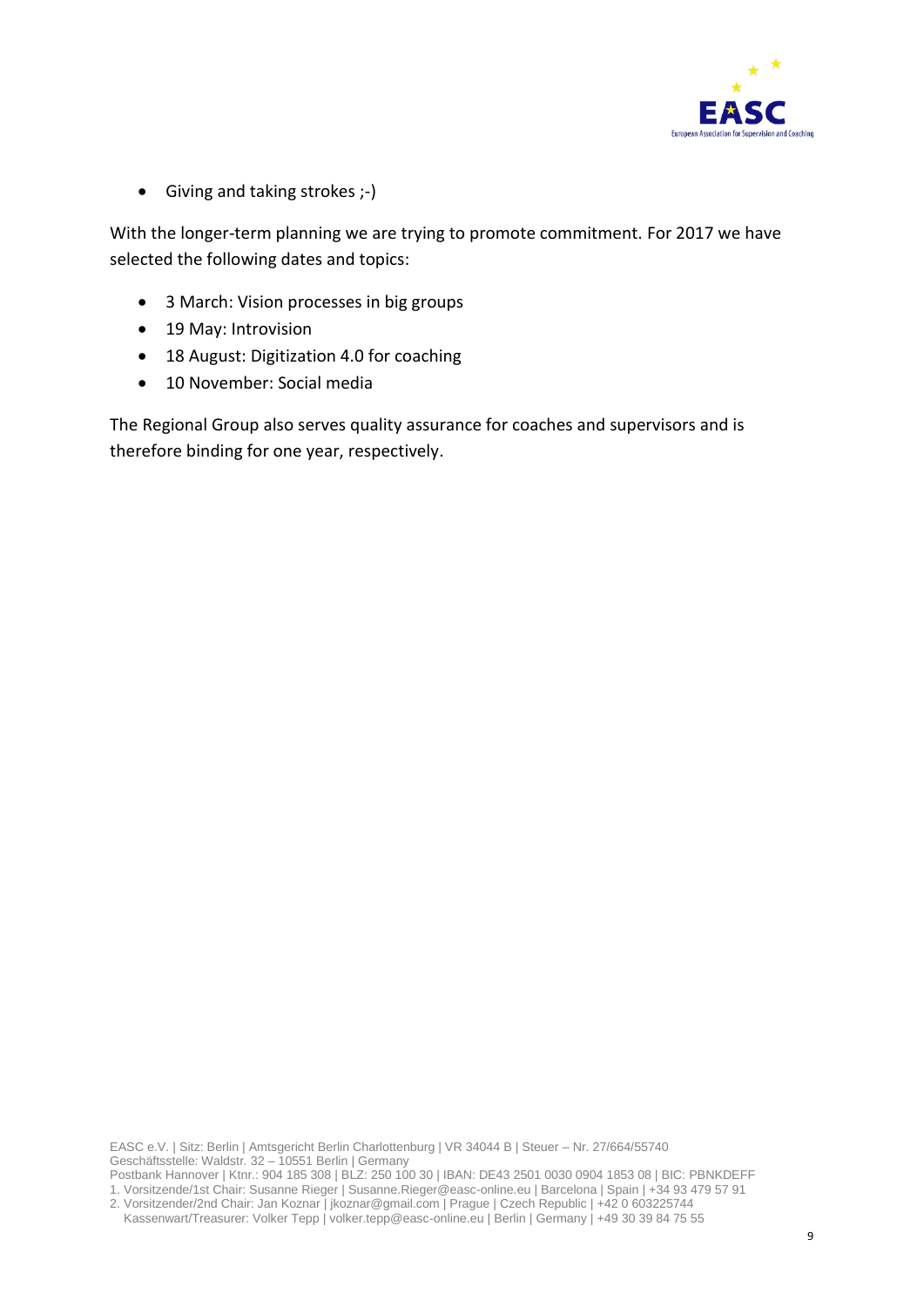- Giving and taking strokes ;-)

With the longer-term planning we are trying to promote commitment. For 2017 we have selected the following dates and topics:

- 3 March: Vision processes in big groups
- 19 May: Introvision
- 18 August: Digitization 4.0 for coaching
- 10 November: Social media

The Regional Group also serves quality assurance for coaches and supervisors and is therefore binding for one year, respectively.